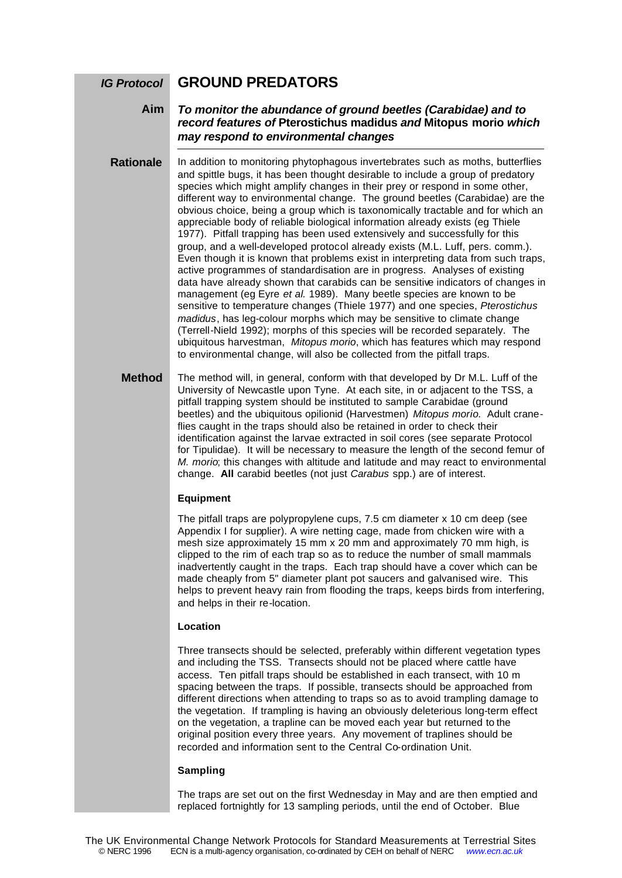# GROUND PREDATORS

*IG Protocol*

**Aim**

***To monitor the abundance of ground beetles (Carabidae) and to record features of* Pterostichus madidus *and* Mitopus morio *which may respond to environmental changes***

## Rationale

In addition to monitoring phytophagous invertebrates such as moths, butterflies and spittle bugs, it has been thought desirable to include a group of predatory species which might amplify changes in their prey or respond in some other, different way to environmental change. The ground beetles (Carabidae) are the obvious choice, being a group which is taxonomically tractable and for which an appreciable body of reliable biological information already exists (eg Thiele 1977). Pitfall trapping has been used extensively and successfully for this group, and a well-developed protocol already exists (M.L. Luff, pers. comm.). Even though it is known that problems exist in interpreting data from such traps, active programmes of standardisation are in progress. Analyses of existing data have already shown that carabids can be sensitive indicators of changes in management (eg Eyre *et al.* 1989). Many beetle species are known to be sensitive to temperature changes (Thiele 1977) and one species, *Pterostichus madidus*, has leg-colour morphs which may be sensitive to climate change (Terrell-Nield 1992); morphs of this species will be recorded separately. The ubiquitous harvestman, *Mitopus morio*, which has features which may respond to environmental change, will also be collected from the pitfall traps.

## Method

The method will, in general, conform with that developed by Dr M.L. Luff of the University of Newcastle upon Tyne. At each site, in or adjacent to the TSS, a pitfall trapping system should be instituted to sample Carabidae (ground beetles) and the ubiquitous opilionid (Harvestmen) *Mitopus morio.* Adult crane-flies caught in the traps should also be retained in order to check their identification against the larvae extracted in soil cores (see separate Protocol for Tipulidae). It will be necessary to measure the length of the second femur of *M. morio*; this changes with altitude and latitude and may react to environmental change. **All** carabid beetles (not just *Carabus* spp.) are of interest.

### Equipment

The pitfall traps are polypropylene cups, 7.5 cm diameter x 10 cm deep (see Appendix I for supplier). A wire netting cage, made from chicken wire with a mesh size approximately 15 mm x 20 mm and approximately 70 mm high, is clipped to the rim of each trap so as to reduce the number of small mammals inadvertently caught in the traps. Each trap should have a cover which can be made cheaply from 5" diameter plant pot saucers and galvanised wire. This helps to prevent heavy rain from flooding the traps, keeps birds from interfering, and helps in their re-location.

### Location

Three transects should be selected, preferably within different vegetation types and including the TSS. Transects should not be placed where cattle have access. Ten pitfall traps should be established in each transect, with 10 m spacing between the traps. If possible, transects should be approached from different directions when attending to traps so as to avoid trampling damage to the vegetation. If trampling is having an obviously deleterious long-term effect on the vegetation, a trapline can be moved each year but returned to the original position every three years. Any movement of traplines should be recorded and information sent to the Central Co-ordination Unit.

### Sampling

The traps are set out on the first Wednesday in May and are then emptied and replaced fortnightly for 13 sampling periods, until the end of October. Blue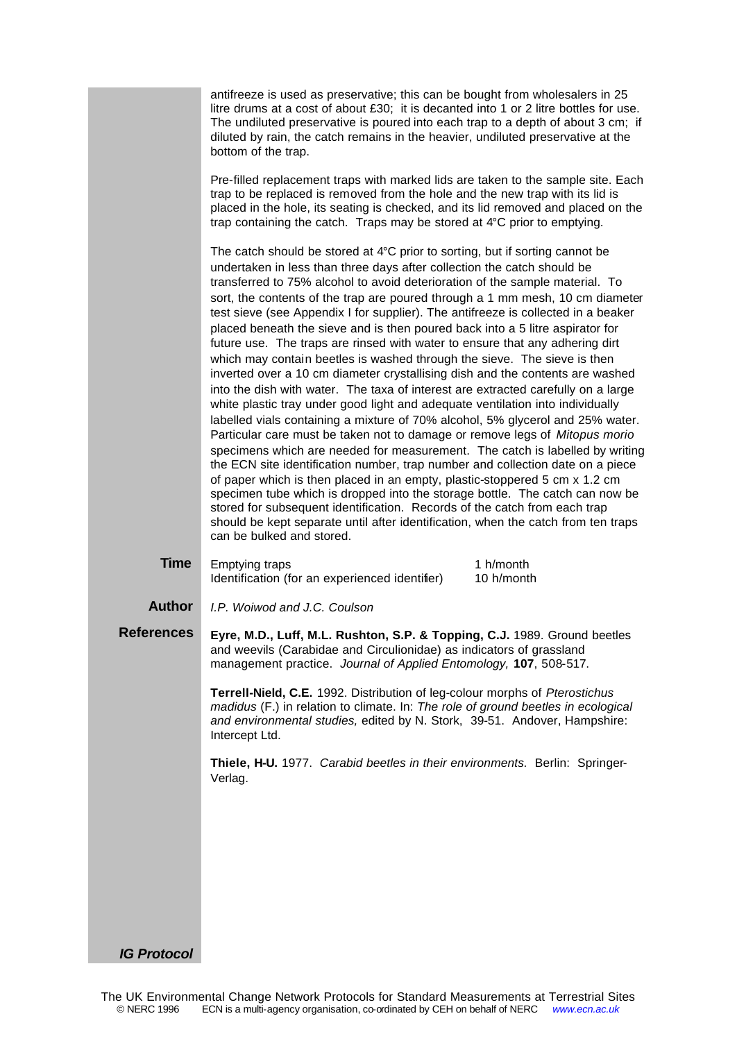antifreeze is used as preservative; this can be bought from wholesalers in 25 litre drums at a cost of about £30; it is decanted into 1 or 2 litre bottles for use. The undiluted preservative is poured into each trap to a depth of about 3 cm; if diluted by rain, the catch remains in the heavier, undiluted preservative at the bottom of the trap.

Pre-filled replacement traps with marked lids are taken to the sample site. Each trap to be replaced is removed from the hole and the new trap with its lid is placed in the hole, its seating is checked, and its lid removed and placed on the trap containing the catch. Traps may be stored at 4°C prior to emptying.

The catch should be stored at 4°C prior to sorting, but if sorting cannot be undertaken in less than three days after collection the catch should be transferred to 75% alcohol to avoid deterioration of the sample material. To sort, the contents of the trap are poured through a 1 mm mesh, 10 cm diameter test sieve (see Appendix I for supplier). The antifreeze is collected in a beaker placed beneath the sieve and is then poured back into a 5 litre aspirator for future use. The traps are rinsed with water to ensure that any adhering dirt which may contain beetles is washed through the sieve. The sieve is then inverted over a 10 cm diameter crystallising dish and the contents are washed into the dish with water. The taxa of interest are extracted carefully on a large white plastic tray under good light and adequate ventilation into individually labelled vials containing a mixture of 70% alcohol, 5% glycerol and 25% water. Particular care must be taken not to damage or remove legs of *Mitopus morio* specimens which are needed for measurement. The catch is labelled by writing the ECN site identification number, trap number and collection date on a piece of paper which is then placed in an empty, plastic-stoppered 5 cm x 1.2 cm specimen tube which is dropped into the storage bottle. The catch can now be stored for subsequent identification. Records of the catch from each trap should be kept separate until after identification, when the catch from ten traps can be bulked and stored.

**Time**

| | |
|---|---|
| Emptying traps | 1 h/month |
| Identification (for an experienced identifier) | 10 h/month |

**Author**

*I.P. Woiwod and J.C. Coulson*

**References**

**Eyre, M.D., Luff, M.L. Rushton, S.P. & Topping, C.J.** 1989. Ground beetles and weevils (Carabidae and Circulionidae) as indicators of grassland management practice. *Journal of Applied Entomology,* **107**, 508-517.

**Terrell-Nield, C.E.** 1992. Distribution of leg-colour morphs of *Pterostichus madidus* (F.) in relation to climate. In: *The role of ground beetles in ecological and environmental studies,* edited by N. Stork, 39-51. Andover, Hampshire: Intercept Ltd.

**Thiele, H-U.** 1977. *Carabid beetles in their environments.* Berlin: Springer-Verlag.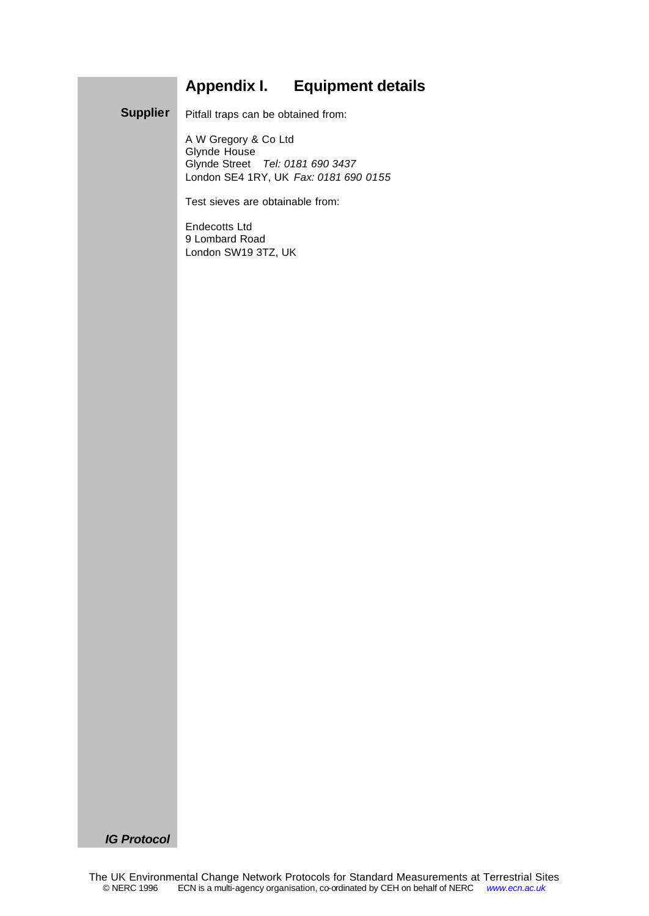# Appendix I. Equipment details

**Supplier**

Pitfall traps can be obtained from:

A W Gregory & Co Ltd
Glynde House
Glynde Street *Tel: 0181 690 3437*
London SE4 1RY, UK *Fax: 0181 690 0155*

Test sieves are obtainable from:

Endecotts Ltd
9 Lombard Road
London SW19 3TZ, UK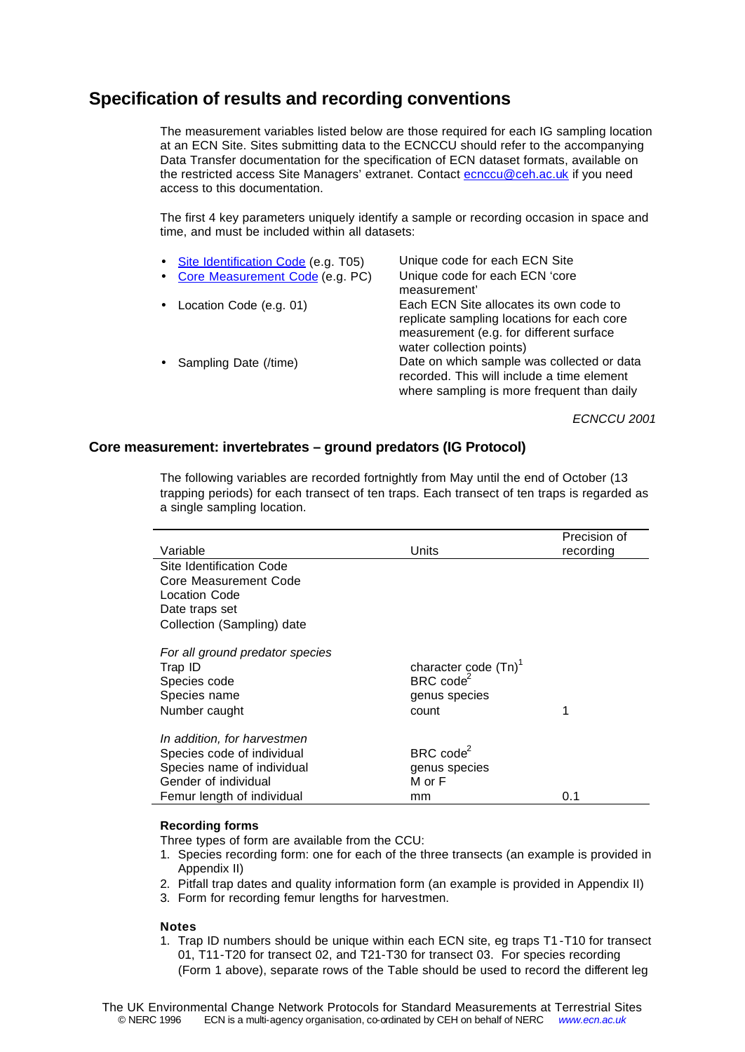## Specification of results and recording conventions

The measurement variables listed below are those required for each IG sampling location at an ECN Site. Sites submitting data to the ECNCCU should refer to the accompanying Data Transfer documentation for the specification of ECN dataset formats, available on the restricted access Site Managers' extranet. Contact ecnccu@ceh.ac.uk if you need access to this documentation.

The first 4 key parameters uniquely identify a sample or recording occasion in space and time, and must be included within all datasets:

- Site Identification Code (e.g. T05) — Unique code for each ECN Site
- Core Measurement Code (e.g. PC) — Unique code for each ECN 'core measurement'
- Location Code (e.g. 01) — Each ECN Site allocates its own code to replicate sampling locations for each core measurement (e.g. for different surface water collection points)
- Sampling Date (/time) — Date on which sample was collected or data recorded. This will include a time element where sampling is more frequent than daily

*ECNCCU 2001*

### Core measurement: invertebrates – ground predators (IG Protocol)

The following variables are recorded fortnightly from May until the end of October (13 trapping periods) for each transect of ten traps. Each transect of ten traps is regarded as a single sampling location.

| Variable | Units | Precision of recording |
|---|---|---|
| Site Identification Code | | |
| Core Measurement Code | | |
| Location Code | | |
| Date traps set | | |
| Collection (Sampling) date | | |
| *For all ground predator species* | | |
| Trap ID | character code (Tn)[1] | |
| Species code | BRC code[2] | |
| Species name | genus species | |
| Number caught | count | 1 |
| *In addition, for harvestmen* | | |
| Species code of individual | BRC code[2] | |
| Species name of individual | genus species | |
| Gender of individual | M or F | |
| Femur length of individual | mm | 0.1 |

**Recording forms**

Three types of form are available from the CCU:

1. Species recording form: one for each of the three transects (an example is provided in Appendix II)
2. Pitfall trap dates and quality information form (an example is provided in Appendix II)
3. Form for recording femur lengths for harvestmen.

**Notes**

1. Trap ID numbers should be unique within each ECN site, eg traps T1-T10 for transect 01, T11-T20 for transect 02, and T21-T30 for transect 03. For species recording (Form 1 above), separate rows of the Table should be used to record the different leg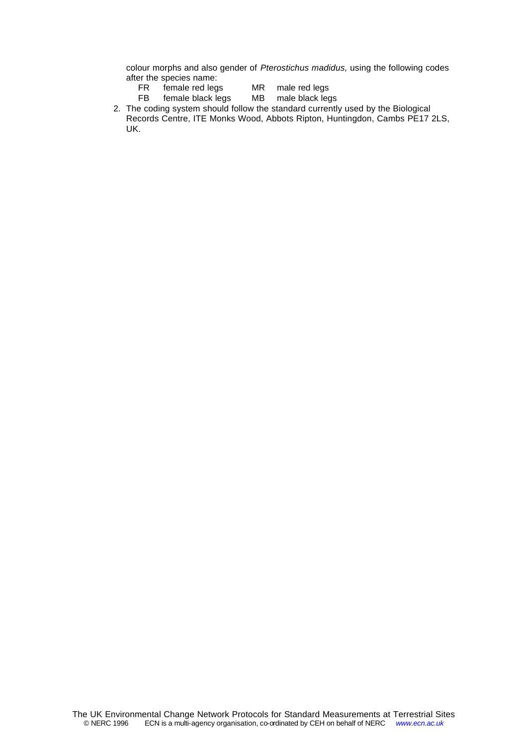colour morphs and also gender of *Pterostichus madidus,* using the following codes after the species name:

| | | | |
|---|---|---|---|
| FR | female red legs | MR | male red legs |
| FB | female black legs | MB | male black legs |

2. The coding system should follow the standard currently used by the Biological Records Centre, ITE Monks Wood, Abbots Ripton, Huntingdon, Cambs PE17 2LS, UK.